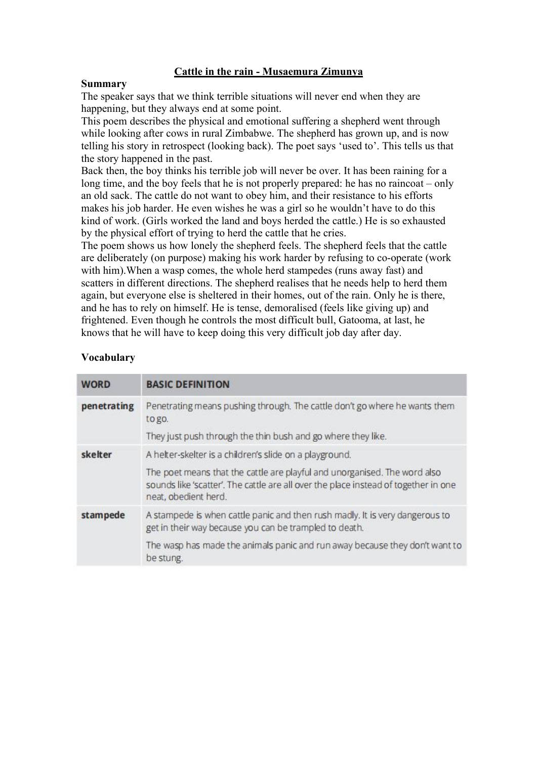# Cattle in the rain - Musaemura Zimunya

**Summary**

The speaker says that we think terrible situations will never end when they are happening, but they always end at some point.

This poem describes the physical and emotional suffering a shepherd went through while looking after cows in rural Zimbabwe. The shepherd has grown up, and is now telling his story in retrospect (looking back). The poet says 'used to'. This tells us that the story happened in the past.

Back then, the boy thinks his terrible job will never be over. It has been raining for a long time, and the boy feels that he is not properly prepared: he has no raincoat – only an old sack. The cattle do not want to obey him, and their resistance to his efforts makes his job harder. He even wishes he was a girl so he wouldn't have to do this kind of work. (Girls worked the land and boys herded the cattle.) He is so exhausted by the physical effort of trying to herd the cattle that he cries.

The poem shows us how lonely the shepherd feels. The shepherd feels that the cattle are deliberately (on purpose) making his work harder by refusing to co-operate (work with him).When a wasp comes, the whole herd stampedes (runs away fast) and scatters in different directions. The shepherd realises that he needs help to herd them again, but everyone else is sheltered in their homes, out of the rain. Only he is there, and he has to rely on himself. He is tense, demoralised (feels like giving up) and frightened. Even though he controls the most difficult bull, Gatooma, at last, he knows that he will have to keep doing this very difficult job day after day.

**Vocabulary**

| WORD | BASIC DEFINITION |
| --- | --- |
| **penetrating** | Penetrating means pushing through. The cattle don't go where he wants them to go. They just push through the thin bush and go where they like. |
| **skelter** | A helter-skelter is a children's slide on a playground. The poet means that the cattle are playful and unorganised. The word also sounds like 'scatter'. The cattle are all over the place instead of together in one neat, obedient herd. |
| **stampede** | A stampede is when cattle panic and then rush madly. It is very dangerous to get in their way because you can be trampled to death. The wasp has made the animals panic and run away because they don't want to be stung. |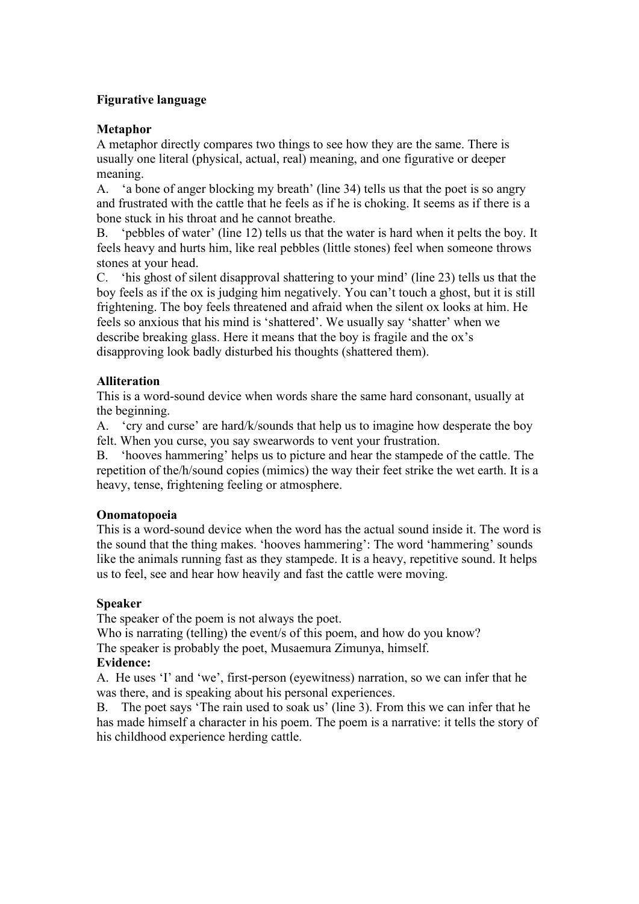**Figurative language**

**Metaphor**

A metaphor directly compares two things to see how they are the same. There is usually one literal (physical, actual, real) meaning, and one figurative or deeper meaning.

A. 'a bone of anger blocking my breath' (line 34) tells us that the poet is so angry and frustrated with the cattle that he feels as if he is choking. It seems as if there is a bone stuck in his throat and he cannot breathe.

B. 'pebbles of water' (line 12) tells us that the water is hard when it pelts the boy. It feels heavy and hurts him, like real pebbles (little stones) feel when someone throws stones at your head.

C. 'his ghost of silent disapproval shattering to your mind' (line 23) tells us that the boy feels as if the ox is judging him negatively. You can't touch a ghost, but it is still frightening. The boy feels threatened and afraid when the silent ox looks at him. He feels so anxious that his mind is 'shattered'. We usually say 'shatter' when we describe breaking glass. Here it means that the boy is fragile and the ox's disapproving look badly disturbed his thoughts (shattered them).

**Alliteration**

This is a word-sound device when words share the same hard consonant, usually at the beginning.

A. 'cry and curse' are hard/k/sounds that help us to imagine how desperate the boy felt. When you curse, you say swearwords to vent your frustration.

B. 'hooves hammering' helps us to picture and hear the stampede of the cattle. The repetition of the/h/sound copies (mimics) the way their feet strike the wet earth. It is a heavy, tense, frightening feeling or atmosphere.

**Onomatopoeia**

This is a word-sound device when the word has the actual sound inside it. The word is the sound that the thing makes. 'hooves hammering': The word 'hammering' sounds like the animals running fast as they stampede. It is a heavy, repetitive sound. It helps us to feel, see and hear how heavily and fast the cattle were moving.

**Speaker**

The speaker of the poem is not always the poet.

Who is narrating (telling) the event/s of this poem, and how do you know?

The speaker is probably the poet, Musaemura Zimunya, himself.

**Evidence:**

A. He uses 'I' and 'we', first-person (eyewitness) narration, so we can infer that he was there, and is speaking about his personal experiences.

B. The poet says 'The rain used to soak us' (line 3). From this we can infer that he has made himself a character in his poem. The poem is a narrative: it tells the story of his childhood experience herding cattle.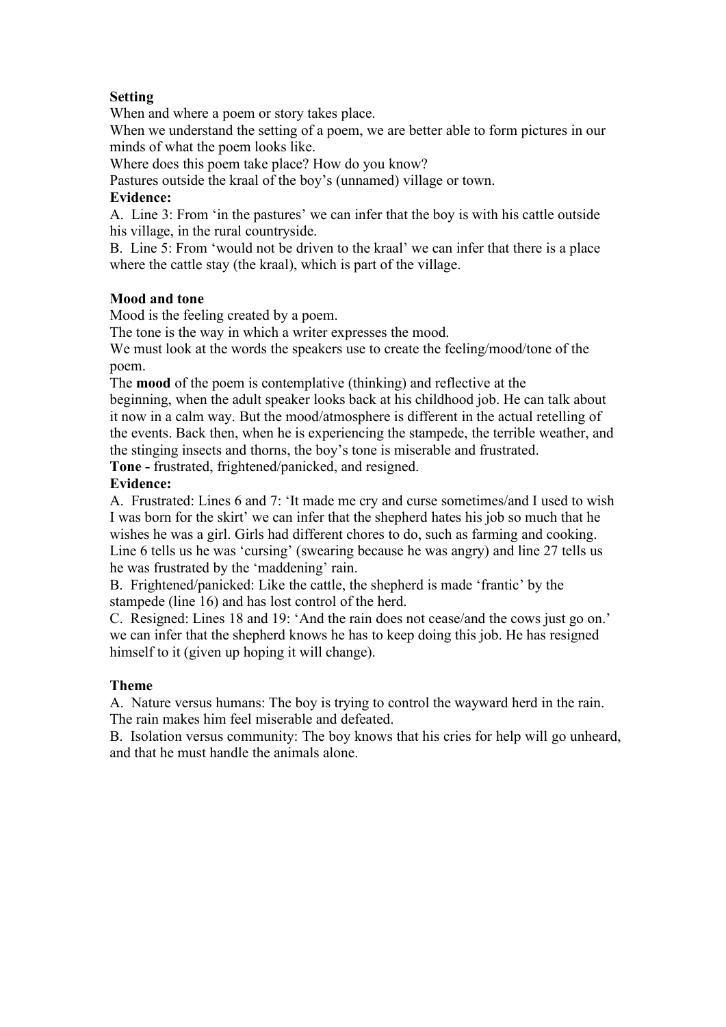**Setting**

When and where a poem or story takes place.

When we understand the setting of a poem, we are better able to form pictures in our minds of what the poem looks like.

Where does this poem take place? How do you know?

Pastures outside the kraal of the boy's (unnamed) village or town.

**Evidence:**

A. Line 3: From 'in the pastures' we can infer that the boy is with his cattle outside his village, in the rural countryside.

B. Line 5: From 'would not be driven to the kraal' we can infer that there is a place where the cattle stay (the kraal), which is part of the village.

**Mood and tone**

Mood is the feeling created by a poem.

The tone is the way in which a writer expresses the mood.

We must look at the words the speakers use to create the feeling/mood/tone of the poem.

The **mood** of the poem is contemplative (thinking) and reflective at the beginning, when the adult speaker looks back at his childhood job. He can talk about it now in a calm way. But the mood/atmosphere is different in the actual retelling of the events. Back then, when he is experiencing the stampede, the terrible weather, and the stinging insects and thorns, the boy's tone is miserable and frustrated.

**Tone -** frustrated, frightened/panicked, and resigned.

**Evidence:**

A. Frustrated: Lines 6 and 7: 'It made me cry and curse sometimes/and I used to wish I was born for the skirt' we can infer that the shepherd hates his job so much that he wishes he was a girl. Girls had different chores to do, such as farming and cooking. Line 6 tells us he was 'cursing' (swearing because he was angry) and line 27 tells us he was frustrated by the 'maddening' rain.

B. Frightened/panicked: Like the cattle, the shepherd is made 'frantic' by the stampede (line 16) and has lost control of the herd.

C. Resigned: Lines 18 and 19: 'And the rain does not cease/and the cows just go on.' we can infer that the shepherd knows he has to keep doing this job. He has resigned himself to it (given up hoping it will change).

**Theme**

A. Nature versus humans: The boy is trying to control the wayward herd in the rain. The rain makes him feel miserable and defeated.

B. Isolation versus community: The boy knows that his cries for help will go unheard, and that he must handle the animals alone.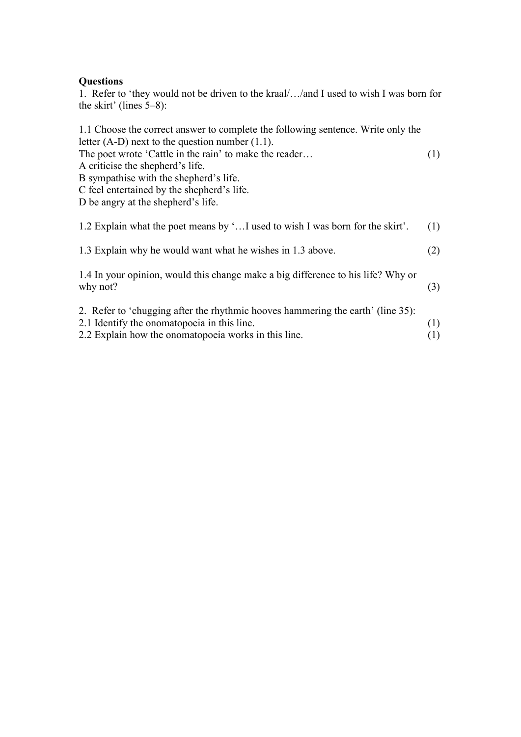**Questions**

1. Refer to 'they would not be driven to the kraal/…/and I used to wish I was born for the skirt' (lines 5–8):

1.1 Choose the correct answer to complete the following sentence. Write only the letter (A-D) next to the question number (1.1).
The poet wrote 'Cattle in the rain' to make the reader… (1)
A criticise the shepherd's life.
B sympathise with the shepherd's life.
C feel entertained by the shepherd's life.
D be angry at the shepherd's life.

1.2 Explain what the poet means by '…I used to wish I was born for the skirt'. (1)

1.3 Explain why he would want what he wishes in 1.3 above. (2)

1.4 In your opinion, would this change make a big difference to his life? Why or why not? (3)

2. Refer to 'chugging after the rhythmic hooves hammering the earth' (line 35):
2.1 Identify the onomatopoeia in this line. (1)
2.2 Explain how the onomatopoeia works in this line. (1)